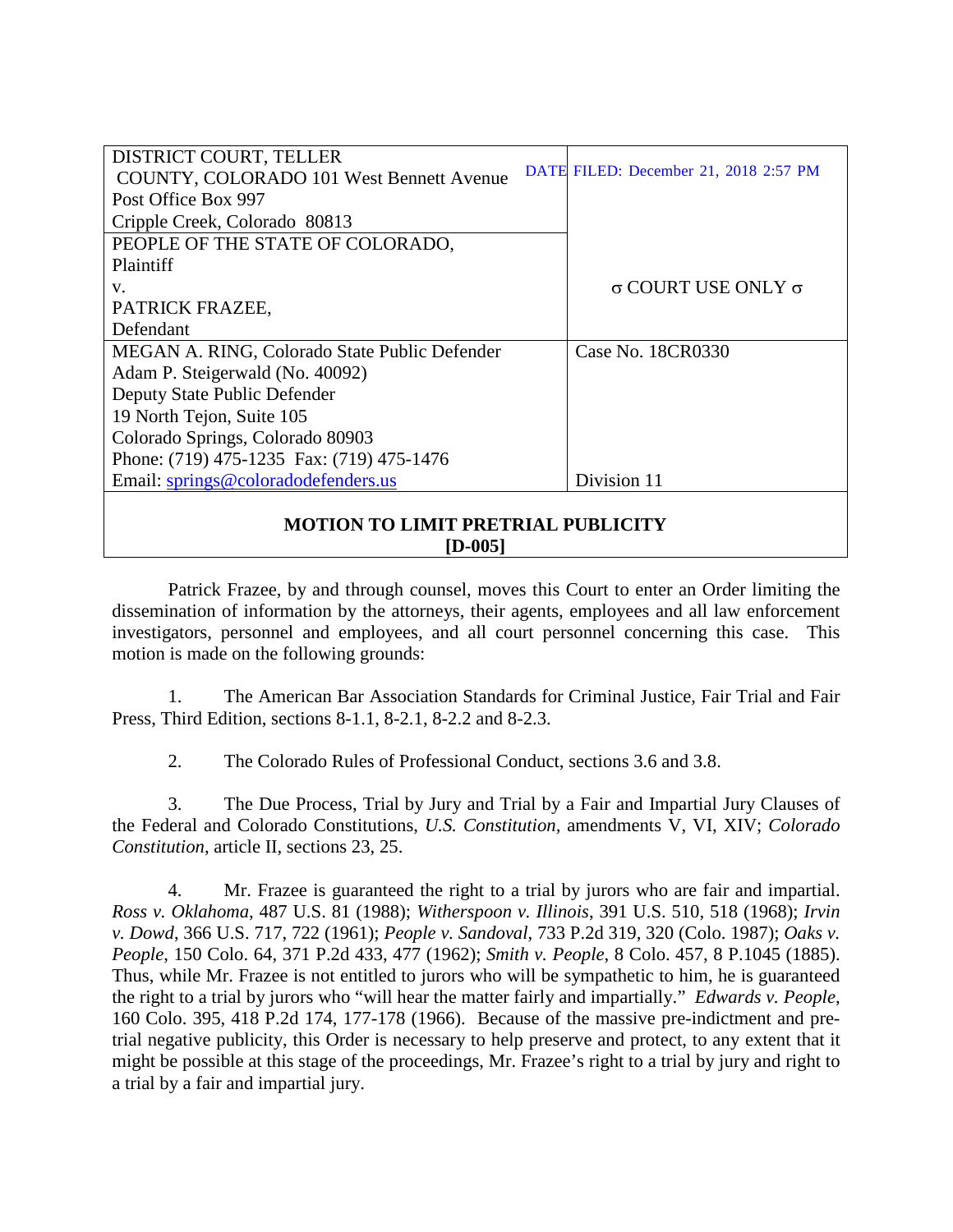| DISTRICT COURT, TELLER COUNTY, COLORADO 101 West Bennett Avenue<br>Post Office Box 997<br>Cripple Creek, Colorado 80813 | DATE FILED: December 21, 2018 2:57 PM |
| --- | --- |
| PEOPLE OF THE STATE OF COLORADO,<br>Plaintiff<br>v.<br>PATRICK FRAZEE,<br>Defendant | σ COURT USE ONLY σ |
| MEGAN A. RING, Colorado State Public Defender<br>Adam P. Steigerwald (No. 40092)<br>Deputy State Public Defender<br>19 North Tejon, Suite 105<br>Colorado Springs, Colorado 80903<br>Phone: (719) 475-1235 Fax: (719) 475-1476<br>Email: springs@coloradodefenders.us | Case No. 18CR0330<br><br>Division 11 |

**MOTION TO LIMIT PRETRIAL PUBLICITY**
**[D-005]**

Patrick Frazee, by and through counsel, moves this Court to enter an Order limiting the dissemination of information by the attorneys, their agents, employees and all law enforcement investigators, personnel and employees, and all court personnel concerning this case. This motion is made on the following grounds:

1. The American Bar Association Standards for Criminal Justice, Fair Trial and Fair Press, Third Edition, sections 8-1.1, 8-2.1, 8-2.2 and 8-2.3.

2. The Colorado Rules of Professional Conduct, sections 3.6 and 3.8.

3. The Due Process, Trial by Jury and Trial by a Fair and Impartial Jury Clauses of the Federal and Colorado Constitutions, *U.S. Constitution*, amendments V, VI, XIV; *Colorado Constitution*, article II, sections 23, 25.

4. Mr. Frazee is guaranteed the right to a trial by jurors who are fair and impartial. *Ross v. Oklahoma*, 487 U.S. 81 (1988); *Witherspoon v. Illinois*, 391 U.S. 510, 518 (1968); *Irvin v. Dowd*, 366 U.S. 717, 722 (1961); *People v. Sandoval*, 733 P.2d 319, 320 (Colo. 1987); *Oaks v. People*, 150 Colo. 64, 371 P.2d 433, 477 (1962); *Smith v. People*, 8 Colo. 457, 8 P.1045 (1885). Thus, while Mr. Frazee is not entitled to jurors who will be sympathetic to him, he is guaranteed the right to a trial by jurors who "will hear the matter fairly and impartially." *Edwards v. People*, 160 Colo. 395, 418 P.2d 174, 177-178 (1966). Because of the massive pre-indictment and pre-trial negative publicity, this Order is necessary to help preserve and protect, to any extent that it might be possible at this stage of the proceedings, Mr. Frazee's right to a trial by jury and right to a trial by a fair and impartial jury.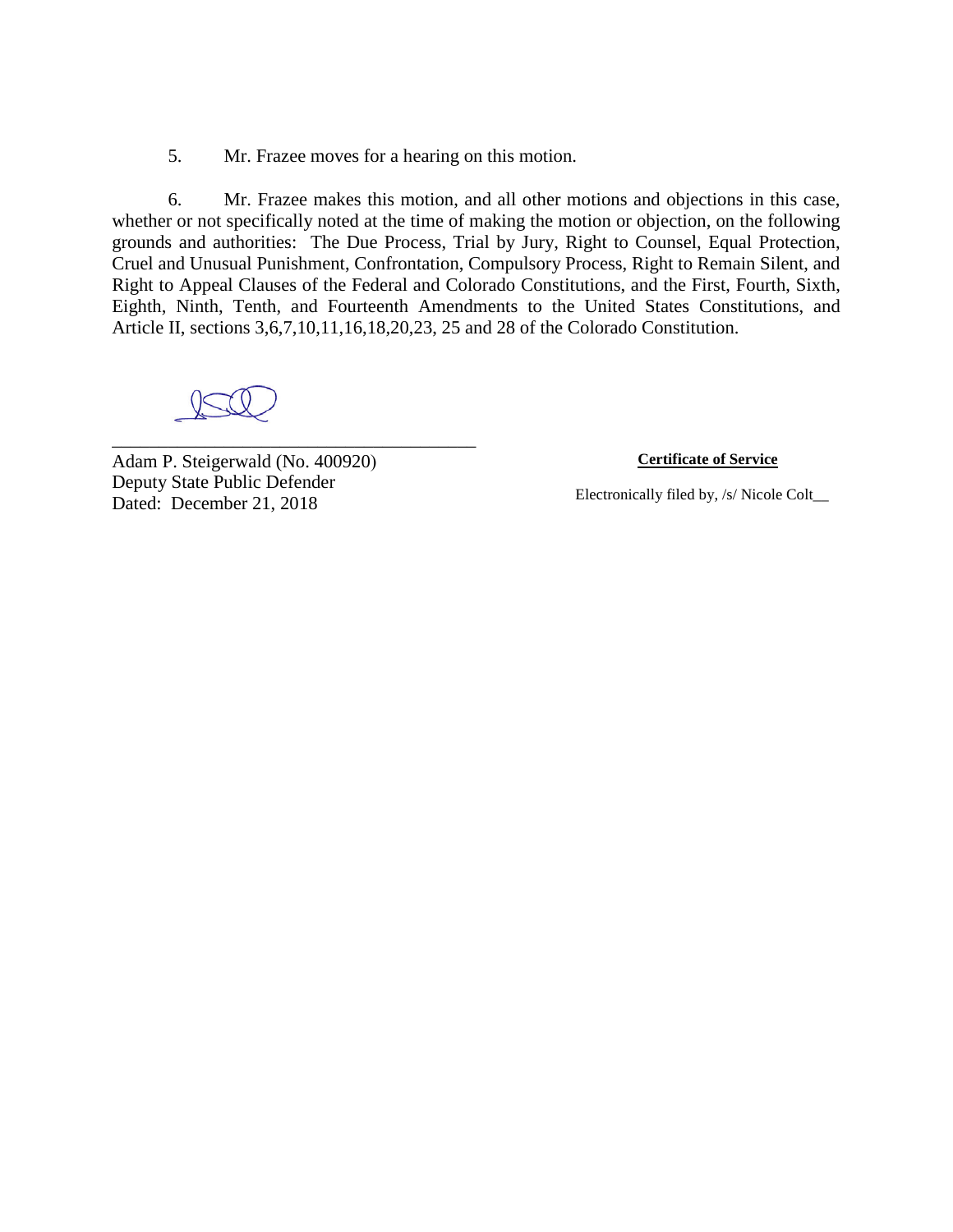5. Mr. Frazee moves for a hearing on this motion.

6. Mr. Frazee makes this motion, and all other motions and objections in this case, whether or not specifically noted at the time of making the motion or objection, on the following grounds and authorities: The Due Process, Trial by Jury, Right to Counsel, Equal Protection, Cruel and Unusual Punishment, Confrontation, Compulsory Process, Right to Remain Silent, and Right to Appeal Clauses of the Federal and Colorado Constitutions, and the First, Fourth, Sixth, Eighth, Ninth, Tenth, and Fourteenth Amendments to the United States Constitutions, and Article II, sections 3,6,7,10,11,16,18,20,23, 25 and 28 of the Colorado Constitution.

\_\_\_\_\_\_\_\_\_\_\_\_\_\_\_\_\_\_\_\_\_\_\_\_\_\_\_\_\_\_\_\_\_\_\_\_\_\_\_\_

Adam P. Steigerwald (No. 400920)
Deputy State Public Defender
Dated: December 21, 2018

**Certificate of Service**

Electronically filed by, /s/ Nicole Colt__